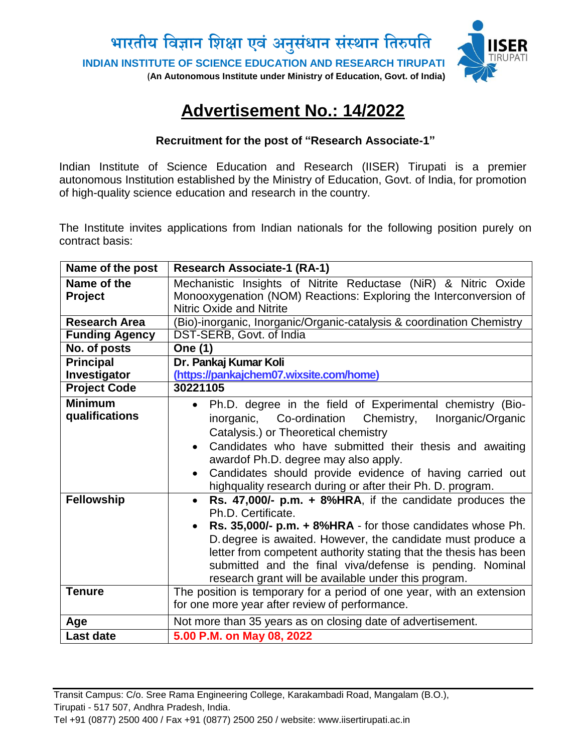भारतीय विज्ञान शिक्षा एवं अनुसंधान संस्थान तिरुपति

**INDIAN INSTITUTE OF SCIENCE EDUCATION AND RESEARCH TIRUPATI**

(**An Autonomous Institute under Ministry of Education, Govt. of India)**

# Advertisement No.: 14/2022

**Recruitment for the post of "Research Associate-1"**

Indian Institute of Science Education and Research (IISER) Tirupati is a premier autonomous Institution established by the Ministry of Education, Govt. of India, for promotion of high-quality science education and research in the country.

The Institute invites applications from Indian nationals for the following position purely on contract basis:

| **Name of the post** | **Research Associate-1 (RA-1)** |
|---|---|
| **Name of the Project** | Mechanistic Insights of Nitrite Reductase (NiR) & Nitric Oxide Monooxygenation (NOM) Reactions: Exploring the Interconversion of Nitric Oxide and Nitrite |
| **Research Area** | (Bio)-inorganic, Inorganic/Organic-catalysis & coordination Chemistry |
| **Funding Agency** | DST-SERB, Govt. of India |
| **No. of posts** | **One (1)** |
| **Principal Investigator** | **Dr. Pankaj Kumar Koli** **(https://pankajchem07.wixsite.com/home)** |
| **Project Code** | **30221105** |
| **Minimum qualifications** | • Ph.D. degree in the field of Experimental chemistry (Bio-inorganic, Co-ordination Chemistry, Inorganic/Organic Catalysis.) or Theoretical chemistry<br>• Candidates who have submitted their thesis and awaiting awardof Ph.D. degree may also apply.<br>• Candidates should provide evidence of having carried out highquality research during or after their Ph. D. program. |
| **Fellowship** | • **Rs. 47,000/- p.m. + 8%HRA**, if the candidate produces the Ph.D. Certificate.<br>• **Rs. 35,000/- p.m. + 8%HRA** - for those candidates whose Ph. D. degree is awaited. However, the candidate must produce a letter from competent authority stating that the thesis has been submitted and the final viva/defense is pending. Nominal research grant will be available under this program. |
| **Tenure** | The position is temporary for a period of one year, with an extension for one more year after review of performance. |
| **Age** | Not more than 35 years as on closing date of advertisement. |
| **Last date** | **5.00 P.M. on May 08, 2022** |

Transit Campus: C/o. Sree Rama Engineering College, Karakambadi Road, Mangalam (B.O.), Tirupati - 517 507, Andhra Pradesh, India.
Tel +91 (0877) 2500 400 / Fax +91 (0877) 2500 250 / website: www.iisertirupati.ac.in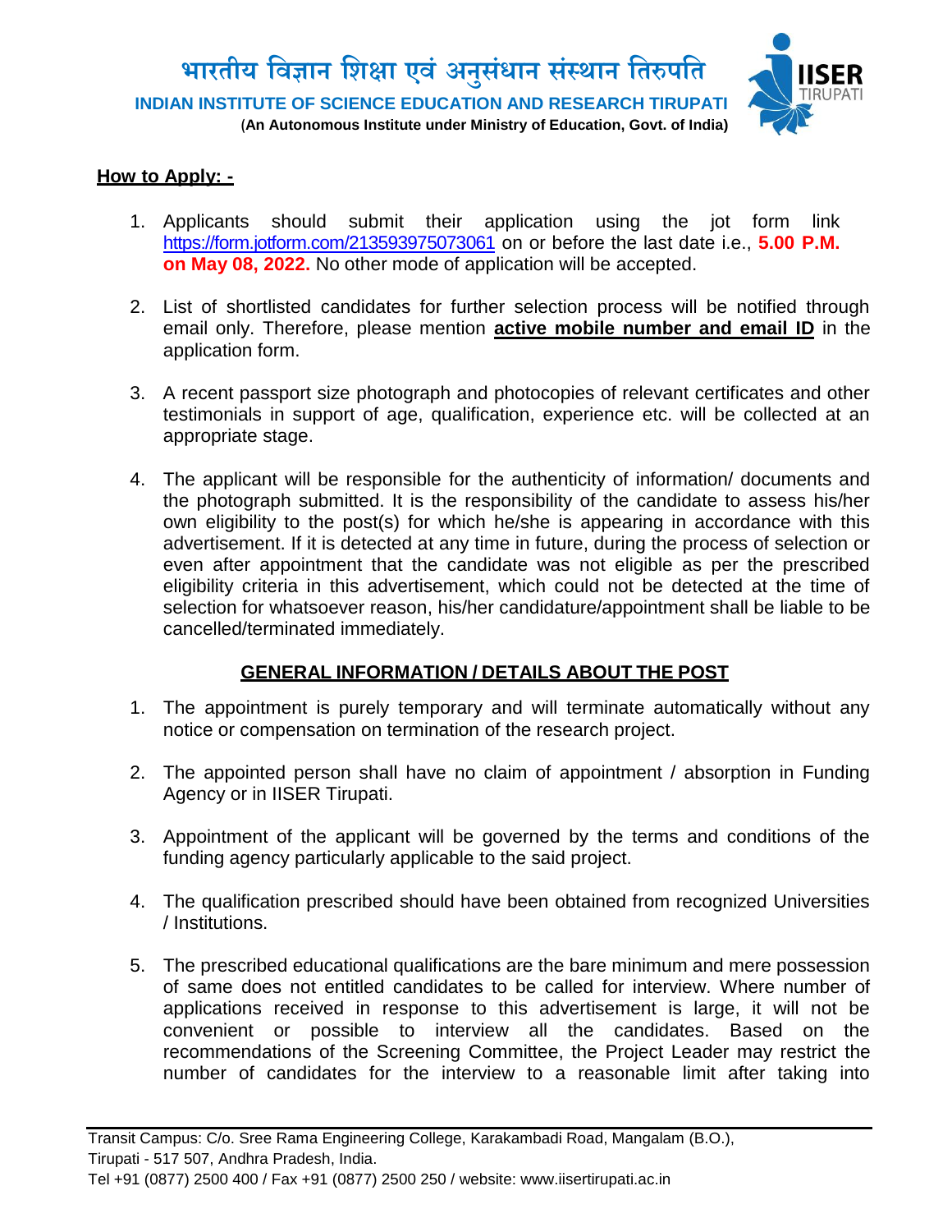## How to Apply: -

1. Applicants should submit their application using the jot form link https://form.jotform.com/213593975073061 on or before the last date i.e., **5.00 P.M. on May 08, 2022.** No other mode of application will be accepted.

2. List of shortlisted candidates for further selection process will be notified through email only. Therefore, please mention **active mobile number and email ID** in the application form.

3. A recent passport size photograph and photocopies of relevant certificates and other testimonials in support of age, qualification, experience etc. will be collected at an appropriate stage.

4. The applicant will be responsible for the authenticity of information/ documents and the photograph submitted. It is the responsibility of the candidate to assess his/her own eligibility to the post(s) for which he/she is appearing in accordance with this advertisement. If it is detected at any time in future, during the process of selection or even after appointment that the candidate was not eligible as per the prescribed eligibility criteria in this advertisement, which could not be detected at the time of selection for whatsoever reason, his/her candidature/appointment shall be liable to be cancelled/terminated immediately.

## GENERAL INFORMATION / DETAILS ABOUT THE POST

1. The appointment is purely temporary and will terminate automatically without any notice or compensation on termination of the research project.

2. The appointed person shall have no claim of appointment / absorption in Funding Agency or in IISER Tirupati.

3. Appointment of the applicant will be governed by the terms and conditions of the funding agency particularly applicable to the said project.

4. The qualification prescribed should have been obtained from recognized Universities / Institutions.

5. The prescribed educational qualifications are the bare minimum and mere possession of same does not entitled candidates to be called for interview. Where number of applications received in response to this advertisement is large, it will not be convenient or possible to interview all the candidates. Based on the recommendations of the Screening Committee, the Project Leader may restrict the number of candidates for the interview to a reasonable limit after taking into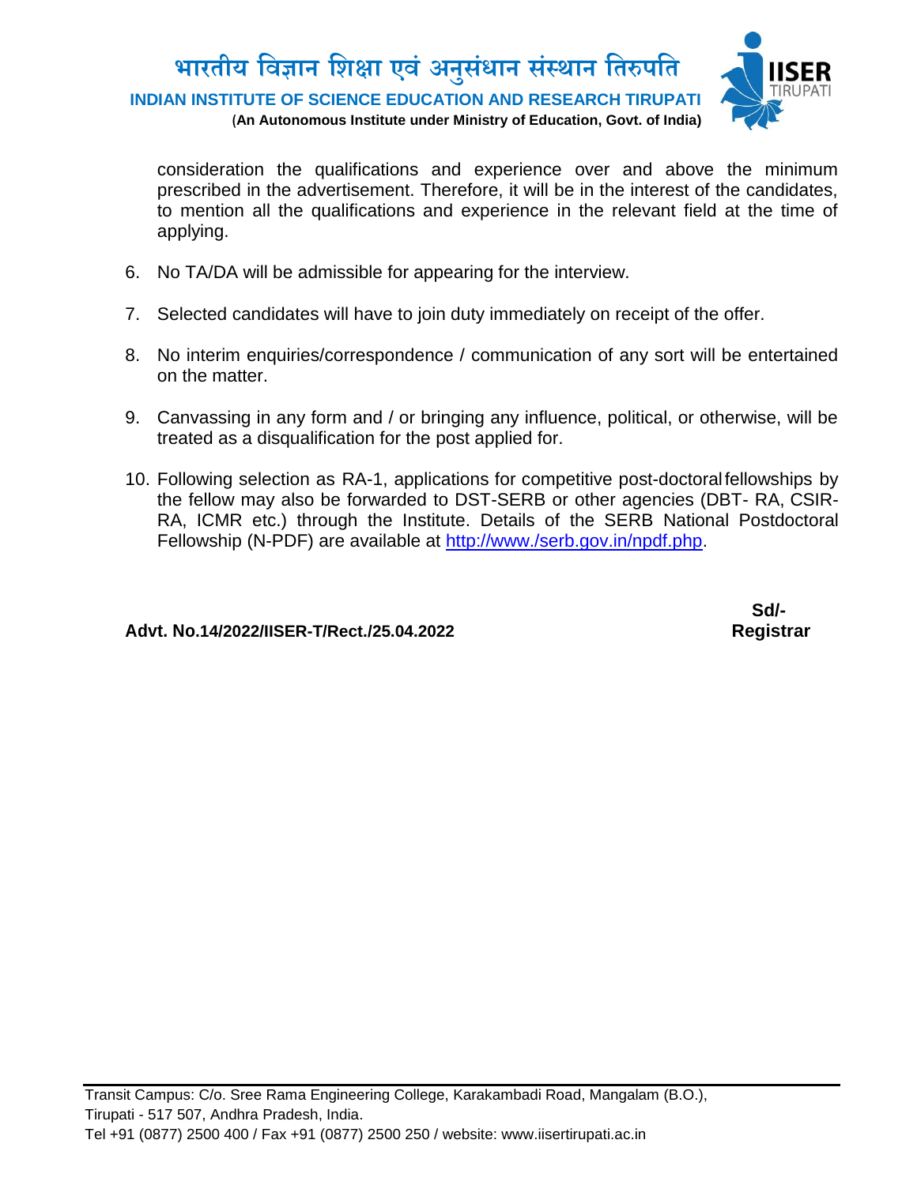consideration the qualifications and experience over and above the minimum prescribed in the advertisement. Therefore, it will be in the interest of the candidates, to mention all the qualifications and experience in the relevant field at the time of applying.

6. No TA/DA will be admissible for appearing for the interview.

7. Selected candidates will have to join duty immediately on receipt of the offer.

8. No interim enquiries/correspondence / communication of any sort will be entertained on the matter.

9. Canvassing in any form and / or bringing any influence, political, or otherwise, will be treated as a disqualification for the post applied for.

10. Following selection as RA-1, applications for competitive post-doctoral fellowships by the fellow may also be forwarded to DST-SERB or other agencies (DBT- RA, CSIR-RA, ICMR etc.) through the Institute. Details of the SERB National Postdoctoral Fellowship (N-PDF) are available at [http://www./serb.gov.in/npdf.php](http://www./serb.gov.in/npdf.php).

**Sd/-**

**Advt. No.14/2022/IISER-T/Rect./25.04.2022** **Registrar**